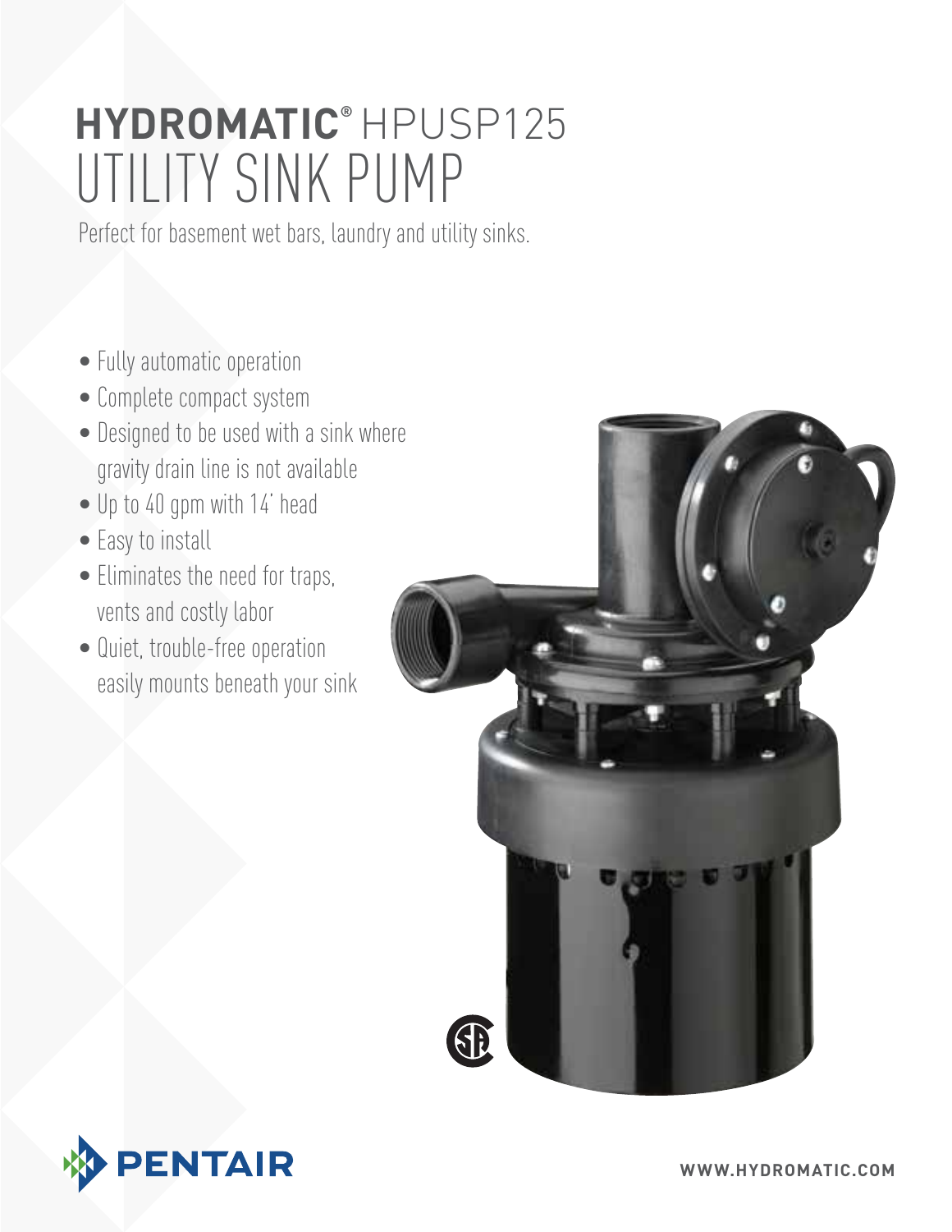# HYDROMATIC® HPUSP125 UTILITY SINK PUMP

Perfect for basement wet bars, laundry and utility sinks.

- Fully automatic operation
- Complete compact system
- Designed to be used with a sink where gravity drain line is not available
- Up to 40 gpm with 14' head
- Easy to install
- Eliminates the need for traps, vents and costly labor
- Quiet, trouble-free operation easily mounts beneath your sink

PENTAIR

WWW.HYDROMATIC.COM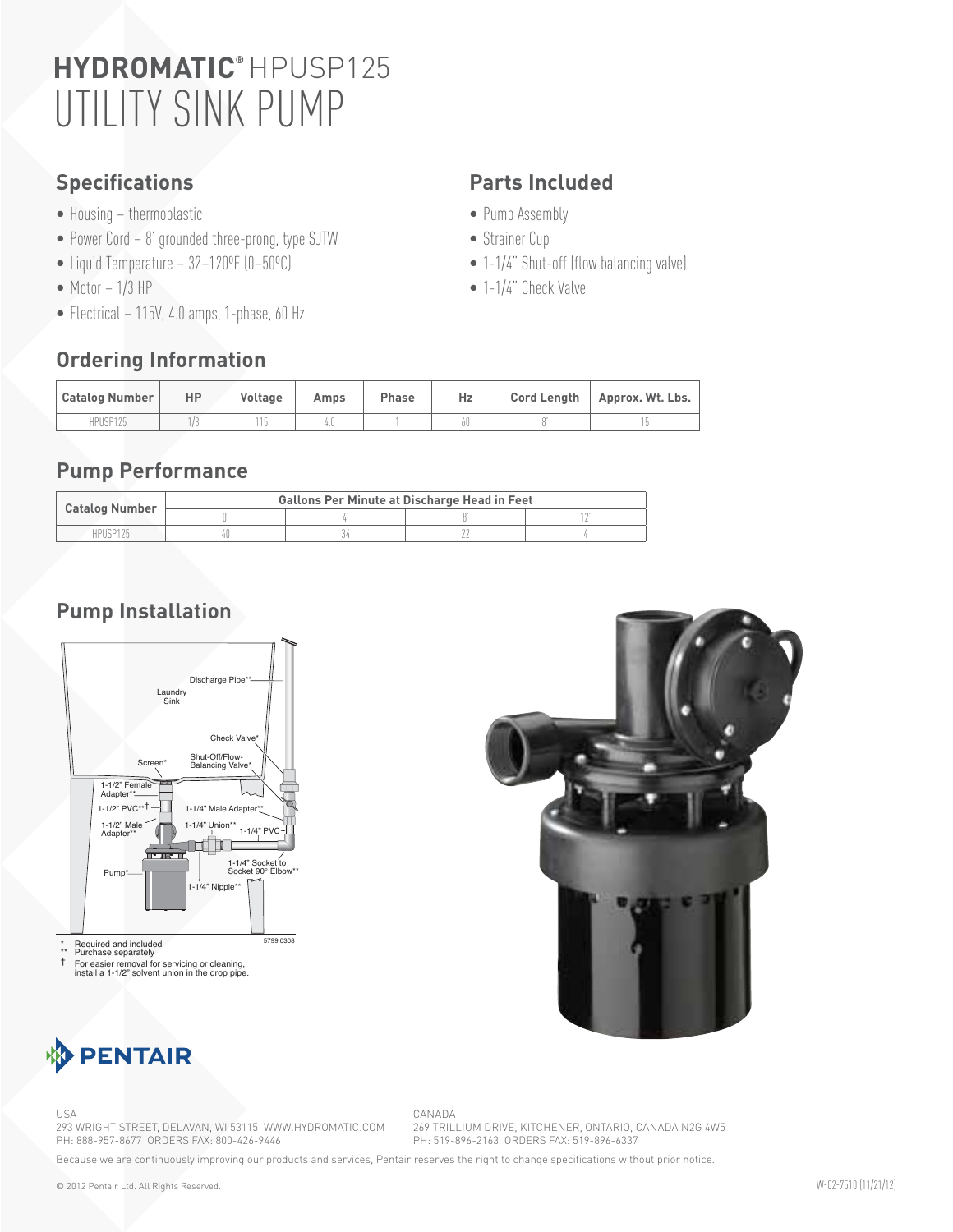# HYDROMATIC® HPUSP125 UTILITY SINK PUMP

## Specifications

- Housing – thermoplastic
- Power Cord – 8' grounded three-prong, type SJTW
- Liquid Temperature – 32–120ºF (0–50ºC)
- Motor – 1/3 HP
- Electrical – 115V, 4.0 amps, 1-phase, 60 Hz

## Parts Included

- Pump Assembly
- Strainer Cup
- 1-1/4" Shut-off (flow balancing valve)
- 1-1/4" Check Valve

## Ordering Information

| Catalog Number | HP | Voltage | Amps | Phase | Hz | Cord Length | Approx. Wt. Lbs. |
|---|---|---|---|---|---|---|---|
| HPUSP125 | 1/3 | 115 | 4.0 | 1 | 60 | 8' | 15 |

## Pump Performance

| Catalog Number | Gallons Per Minute at Discharge Head in Feet | | | |
|---|---|---|---|---|
| | 0' | 4' | 8' | 12' |
| HPUSP125 | 40 | 34 | 22 | 4 |

## Pump Installation

Discharge Pipe**
Laundry Sink
Check Valve*
Screen*
Shut-Off/Flow-Balancing Valve*
1-1/2" Female Adapter**
1-1/2" PVC**†
1-1/4" Male Adapter**
1-1/2" Male Adapter**
1-1/4" Union**
1-1/4" PVC
1-1/4" Socket to Socket 90° Elbow**
Pump*
1-1/4" Nipple**
5799 0308

\* Required and included
** Purchase separately
† For easier removal for servicing or cleaning, install a 1-1/2" solvent union in the drop pipe.

PENTAIR

USA
293 WRIGHT STREET, DELAVAN, WI 53115 WWW.HYDROMATIC.COM
PH: 888-957-8677 ORDERS FAX: 800-426-9446

CANADA
269 TRILLIUM DRIVE, KITCHENER, ONTARIO, CANADA N2G 4W5
PH: 519-896-2163 ORDERS FAX: 519-896-6337

Because we are continuously improving our products and services, Pentair reserves the right to change specifications without prior notice.

© 2012 Pentair Ltd. All Rights Reserved.

W-02-7510 (11/21/12)